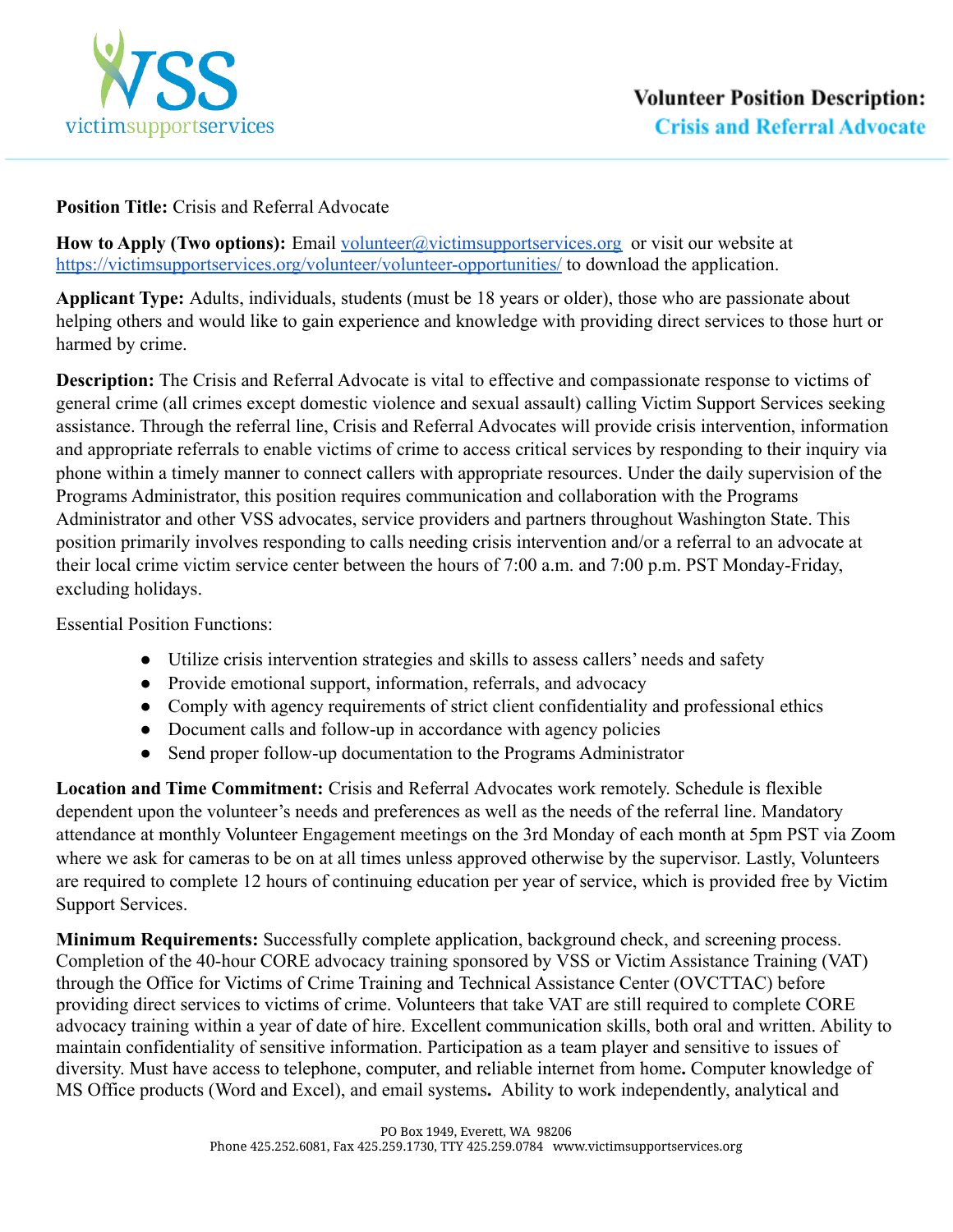victimsupportservices

**Volunteer Position Description: Crisis and Referral Advocate**

**Position Title:** Crisis and Referral Advocate

**How to Apply (Two options):** Email volunteer@victimsupportservices.org or visit our website at https://victimsupportservices.org/volunteer/volunteer-opportunities/ to download the application.

**Applicant Type:** Adults, individuals, students (must be 18 years or older), those who are passionate about helping others and would like to gain experience and knowledge with providing direct services to those hurt or harmed by crime.

**Description:** The Crisis and Referral Advocate is vital to effective and compassionate response to victims of general crime (all crimes except domestic violence and sexual assault) calling Victim Support Services seeking assistance. Through the referral line, Crisis and Referral Advocates will provide crisis intervention, information and appropriate referrals to enable victims of crime to access critical services by responding to their inquiry via phone within a timely manner to connect callers with appropriate resources. Under the daily supervision of the Programs Administrator, this position requires communication and collaboration with the Programs Administrator and other VSS advocates, service providers and partners throughout Washington State. This position primarily involves responding to calls needing crisis intervention and/or a referral to an advocate at their local crime victim service center between the hours of 7:00 a.m. and 7:00 p.m. PST Monday-Friday, excluding holidays.

Essential Position Functions:

- Utilize crisis intervention strategies and skills to assess callers' needs and safety
- Provide emotional support, information, referrals, and advocacy
- Comply with agency requirements of strict client confidentiality and professional ethics
- Document calls and follow-up in accordance with agency policies
- Send proper follow-up documentation to the Programs Administrator

**Location and Time Commitment:** Crisis and Referral Advocates work remotely. Schedule is flexible dependent upon the volunteer's needs and preferences as well as the needs of the referral line. Mandatory attendance at monthly Volunteer Engagement meetings on the 3rd Monday of each month at 5pm PST via Zoom where we ask for cameras to be on at all times unless approved otherwise by the supervisor. Lastly, Volunteers are required to complete 12 hours of continuing education per year of service, which is provided free by Victim Support Services.

**Minimum Requirements:** Successfully complete application, background check, and screening process. Completion of the 40-hour CORE advocacy training sponsored by VSS or Victim Assistance Training (VAT) through the Office for Victims of Crime Training and Technical Assistance Center (OVCTTAC) before providing direct services to victims of crime. Volunteers that take VAT are still required to complete CORE advocacy training within a year of date of hire. Excellent communication skills, both oral and written. Ability to maintain confidentiality of sensitive information. Participation as a team player and sensitive to issues of diversity. Must have access to telephone, computer, and reliable internet from home**.** Computer knowledge of MS Office products (Word and Excel), and email systems**.** Ability to work independently, analytical and

PO Box 1949, Everett, WA 98206
Phone 425.252.6081, Fax 425.259.1730, TTY 425.259.0784 www.victimsupportservices.org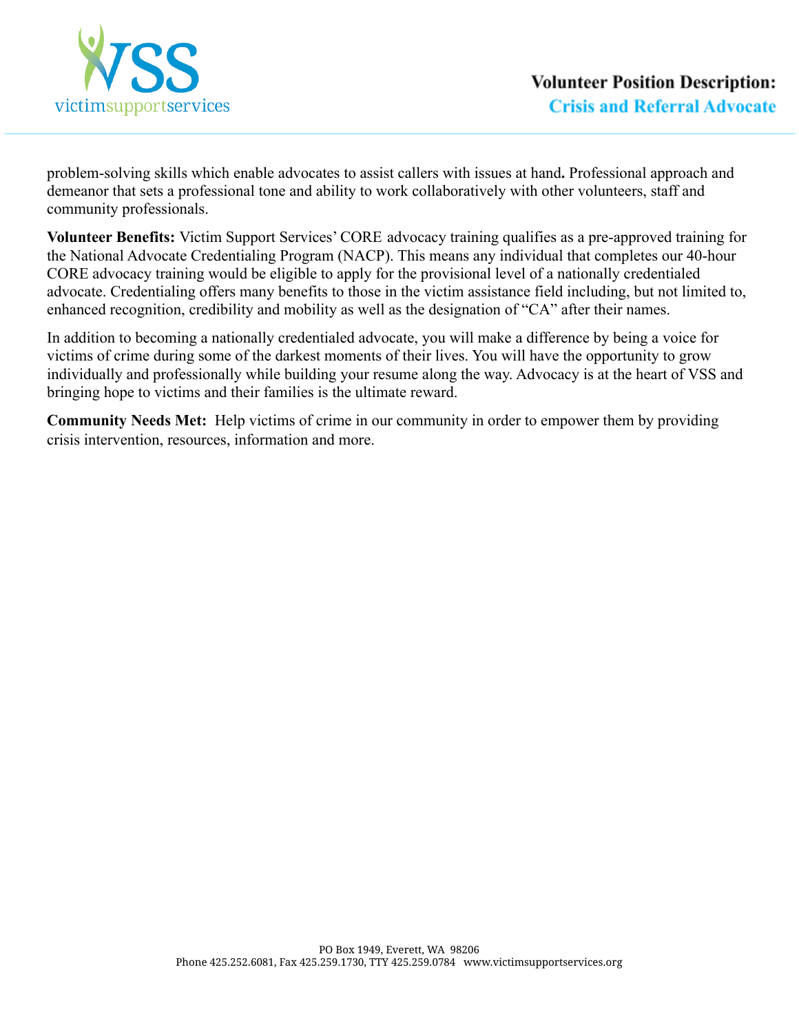problem-solving skills which enable advocates to assist callers with issues at hand**.** Professional approach and demeanor that sets a professional tone and ability to work collaboratively with other volunteers, staff and community professionals.

**Volunteer Benefits:** Victim Support Services' CORE advocacy training qualifies as a pre-approved training for the National Advocate Credentialing Program (NACP). This means any individual that completes our 40-hour CORE advocacy training would be eligible to apply for the provisional level of a nationally credentialed advocate. Credentialing offers many benefits to those in the victim assistance field including, but not limited to, enhanced recognition, credibility and mobility as well as the designation of "CA" after their names.

In addition to becoming a nationally credentialed advocate, you will make a difference by being a voice for victims of crime during some of the darkest moments of their lives. You will have the opportunity to grow individually and professionally while building your resume along the way. Advocacy is at the heart of VSS and bringing hope to victims and their families is the ultimate reward.

**Community Needs Met:** Help victims of crime in our community in order to empower them by providing crisis intervention, resources, information and more.